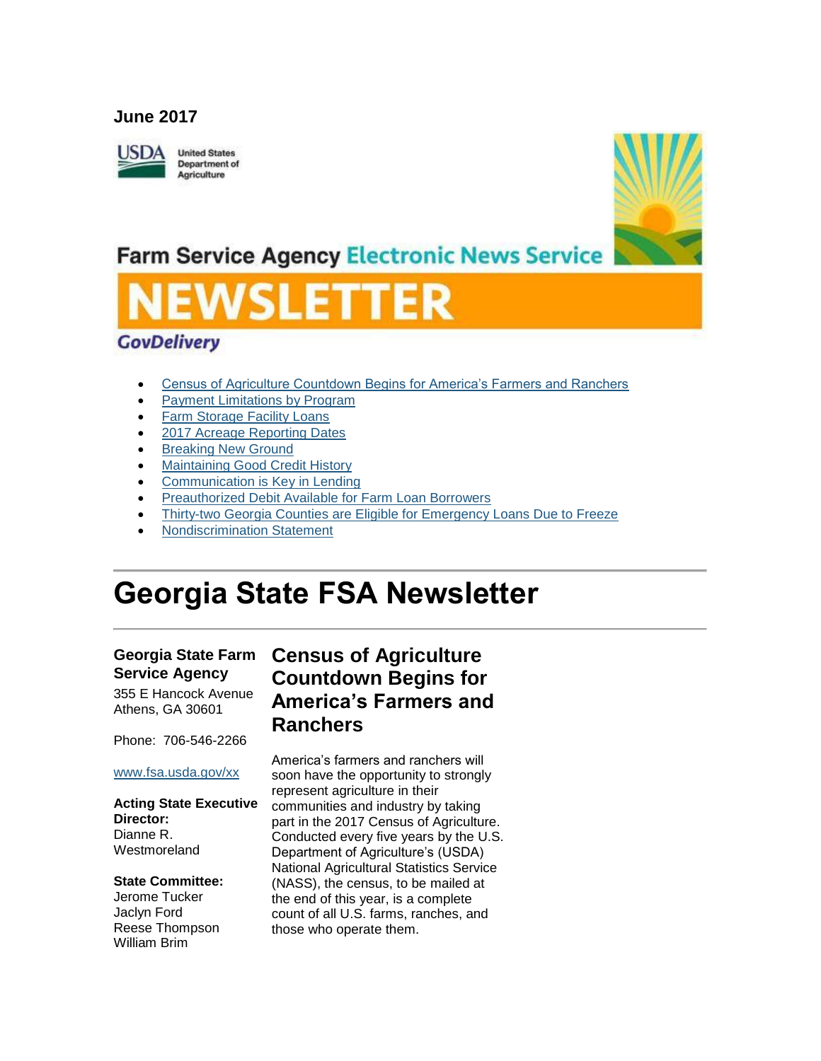**June 2017**

United States Department of Agriculture

Farm Service Agency Electronic News Service

# NEWSLETTER

GovDelivery

- Census of Agriculture Countdown Begins for America's Farmers and Ranchers
- Payment Limitations by Program
- Farm Storage Facility Loans
- 2017 Acreage Reporting Dates
- Breaking New Ground
- Maintaining Good Credit History
- Communication is Key in Lending
- Preauthorized Debit Available for Farm Loan Borrowers
- Thirty-two Georgia Counties are Eligible for Emergency Loans Due to Freeze
- Nondiscrimination Statement

# Georgia State FSA Newsletter

**Georgia State Farm Service Agency**
355 E Hancock Avenue
Athens, GA 30601

Phone: 706-546-2266

www.fsa.usda.gov/xx

**Acting State Executive Director:**
Dianne R. Westmoreland

**State Committee:**
Jerome Tucker
Jaclyn Ford
Reese Thompson
William Brim

## Census of Agriculture Countdown Begins for America's Farmers and Ranchers

America's farmers and ranchers will soon have the opportunity to strongly represent agriculture in their communities and industry by taking part in the 2017 Census of Agriculture. Conducted every five years by the U.S. Department of Agriculture's (USDA) National Agricultural Statistics Service (NASS), the census, to be mailed at the end of this year, is a complete count of all U.S. farms, ranches, and those who operate them.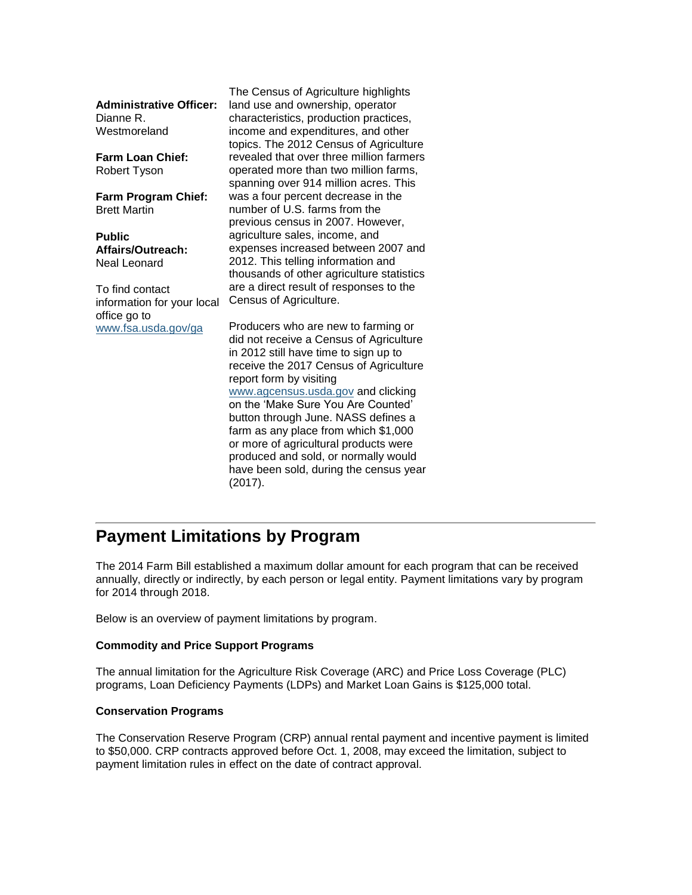**Administrative Officer:**
Dianne R. Westmoreland

**Farm Loan Chief:**
Robert Tyson

**Farm Program Chief:**
Brett Martin

**Public Affairs/Outreach:**
Neal Leonard

To find contact information for your local office go to [www.fsa.usda.gov/ga](http://www.fsa.usda.gov/ga)

The Census of Agriculture highlights land use and ownership, operator characteristics, production practices, income and expenditures, and other topics. The 2012 Census of Agriculture revealed that over three million farmers operated more than two million farms, spanning over 914 million acres. This was a four percent decrease in the number of U.S. farms from the previous census in 2007. However, agriculture sales, income, and expenses increased between 2007 and 2012. This telling information and thousands of other agriculture statistics are a direct result of responses to the Census of Agriculture.

Producers who are new to farming or did not receive a Census of Agriculture in 2012 still have time to sign up to receive the 2017 Census of Agriculture report form by visiting [www.agcensus.usda.gov](http://www.agcensus.usda.gov) and clicking on the 'Make Sure You Are Counted' button through June. NASS defines a farm as any place from which $1,000 or more of agricultural products were produced and sold, or normally would have been sold, during the census year (2017).

## Payment Limitations by Program

The 2014 Farm Bill established a maximum dollar amount for each program that can be received annually, directly or indirectly, by each person or legal entity. Payment limitations vary by program for 2014 through 2018.

Below is an overview of payment limitations by program.

**Commodity and Price Support Programs**

The annual limitation for the Agriculture Risk Coverage (ARC) and Price Loss Coverage (PLC) programs, Loan Deficiency Payments (LDPs) and Market Loan Gains is $125,000 total.

**Conservation Programs**

The Conservation Reserve Program (CRP) annual rental payment and incentive payment is limited to $50,000. CRP contracts approved before Oct. 1, 2008, may exceed the limitation, subject to payment limitation rules in effect on the date of contract approval.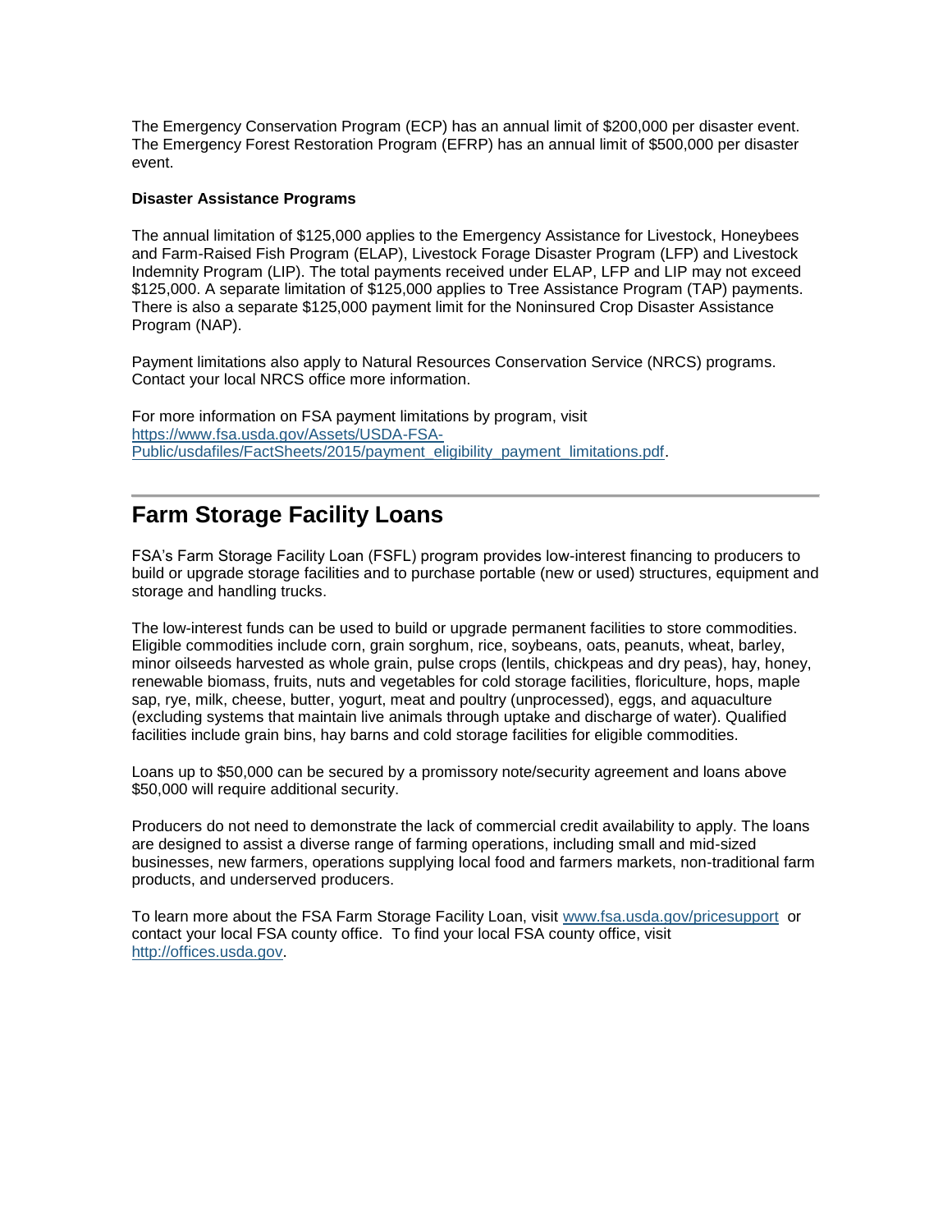The Emergency Conservation Program (ECP) has an annual limit of $200,000 per disaster event. The Emergency Forest Restoration Program (EFRP) has an annual limit of $500,000 per disaster event.

**Disaster Assistance Programs**

The annual limitation of $125,000 applies to the Emergency Assistance for Livestock, Honeybees and Farm-Raised Fish Program (ELAP), Livestock Forage Disaster Program (LFP) and Livestock Indemnity Program (LIP). The total payments received under ELAP, LFP and LIP may not exceed $125,000. A separate limitation of $125,000 applies to Tree Assistance Program (TAP) payments. There is also a separate $125,000 payment limit for the Noninsured Crop Disaster Assistance Program (NAP).

Payment limitations also apply to Natural Resources Conservation Service (NRCS) programs. Contact your local NRCS office more information.

For more information on FSA payment limitations by program, visit [https://www.fsa.usda.gov/Assets/USDA-FSA-Public/usdafiles/FactSheets/2015/payment_eligibility_payment_limitations.pdf](https://www.fsa.usda.gov/Assets/USDA-FSA-Public/usdafiles/FactSheets/2015/payment_eligibility_payment_limitations.pdf).

---

## Farm Storage Facility Loans

FSA's Farm Storage Facility Loan (FSFL) program provides low-interest financing to producers to build or upgrade storage facilities and to purchase portable (new or used) structures, equipment and storage and handling trucks.

The low-interest funds can be used to build or upgrade permanent facilities to store commodities. Eligible commodities include corn, grain sorghum, rice, soybeans, oats, peanuts, wheat, barley, minor oilseeds harvested as whole grain, pulse crops (lentils, chickpeas and dry peas), hay, honey, renewable biomass, fruits, nuts and vegetables for cold storage facilities, floriculture, hops, maple sap, rye, milk, cheese, butter, yogurt, meat and poultry (unprocessed), eggs, and aquaculture (excluding systems that maintain live animals through uptake and discharge of water). Qualified facilities include grain bins, hay barns and cold storage facilities for eligible commodities.

Loans up to $50,000 can be secured by a promissory note/security agreement and loans above $50,000 will require additional security.

Producers do not need to demonstrate the lack of commercial credit availability to apply. The loans are designed to assist a diverse range of farming operations, including small and mid-sized businesses, new farmers, operations supplying local food and farmers markets, non-traditional farm products, and underserved producers.

To learn more about the FSA Farm Storage Facility Loan, visit [www.fsa.usda.gov/pricesupport](http://www.fsa.usda.gov/pricesupport) or contact your local FSA county office. To find your local FSA county office, visit [http://offices.usda.gov](http://offices.usda.gov).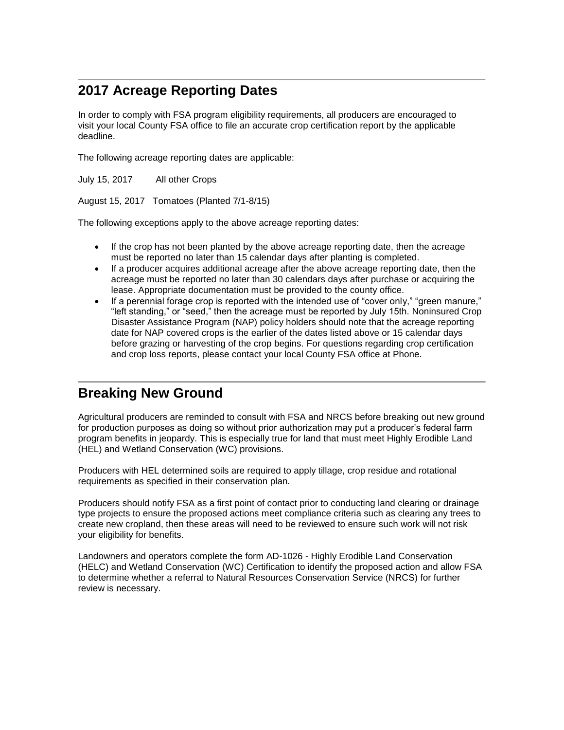## 2017 Acreage Reporting Dates

In order to comply with FSA program eligibility requirements, all producers are encouraged to visit your local County FSA office to file an accurate crop certification report by the applicable deadline.

The following acreage reporting dates are applicable:

July 15, 2017 All other Crops

August 15, 2017 Tomatoes (Planted 7/1-8/15)

The following exceptions apply to the above acreage reporting dates:

- If the crop has not been planted by the above acreage reporting date, then the acreage must be reported no later than 15 calendar days after planting is completed.
- If a producer acquires additional acreage after the above acreage reporting date, then the acreage must be reported no later than 30 calendars days after purchase or acquiring the lease. Appropriate documentation must be provided to the county office.
- If a perennial forage crop is reported with the intended use of "cover only," "green manure," "left standing," or "seed," then the acreage must be reported by July 15th. Noninsured Crop Disaster Assistance Program (NAP) policy holders should note that the acreage reporting date for NAP covered crops is the earlier of the dates listed above or 15 calendar days before grazing or harvesting of the crop begins. For questions regarding crop certification and crop loss reports, please contact your local County FSA office at Phone.

## Breaking New Ground

Agricultural producers are reminded to consult with FSA and NRCS before breaking out new ground for production purposes as doing so without prior authorization may put a producer's federal farm program benefits in jeopardy. This is especially true for land that must meet Highly Erodible Land (HEL) and Wetland Conservation (WC) provisions.

Producers with HEL determined soils are required to apply tillage, crop residue and rotational requirements as specified in their conservation plan.

Producers should notify FSA as a first point of contact prior to conducting land clearing or drainage type projects to ensure the proposed actions meet compliance criteria such as clearing any trees to create new cropland, then these areas will need to be reviewed to ensure such work will not risk your eligibility for benefits.

Landowners and operators complete the form AD-1026 - Highly Erodible Land Conservation (HELC) and Wetland Conservation (WC) Certification to identify the proposed action and allow FSA to determine whether a referral to Natural Resources Conservation Service (NRCS) for further review is necessary.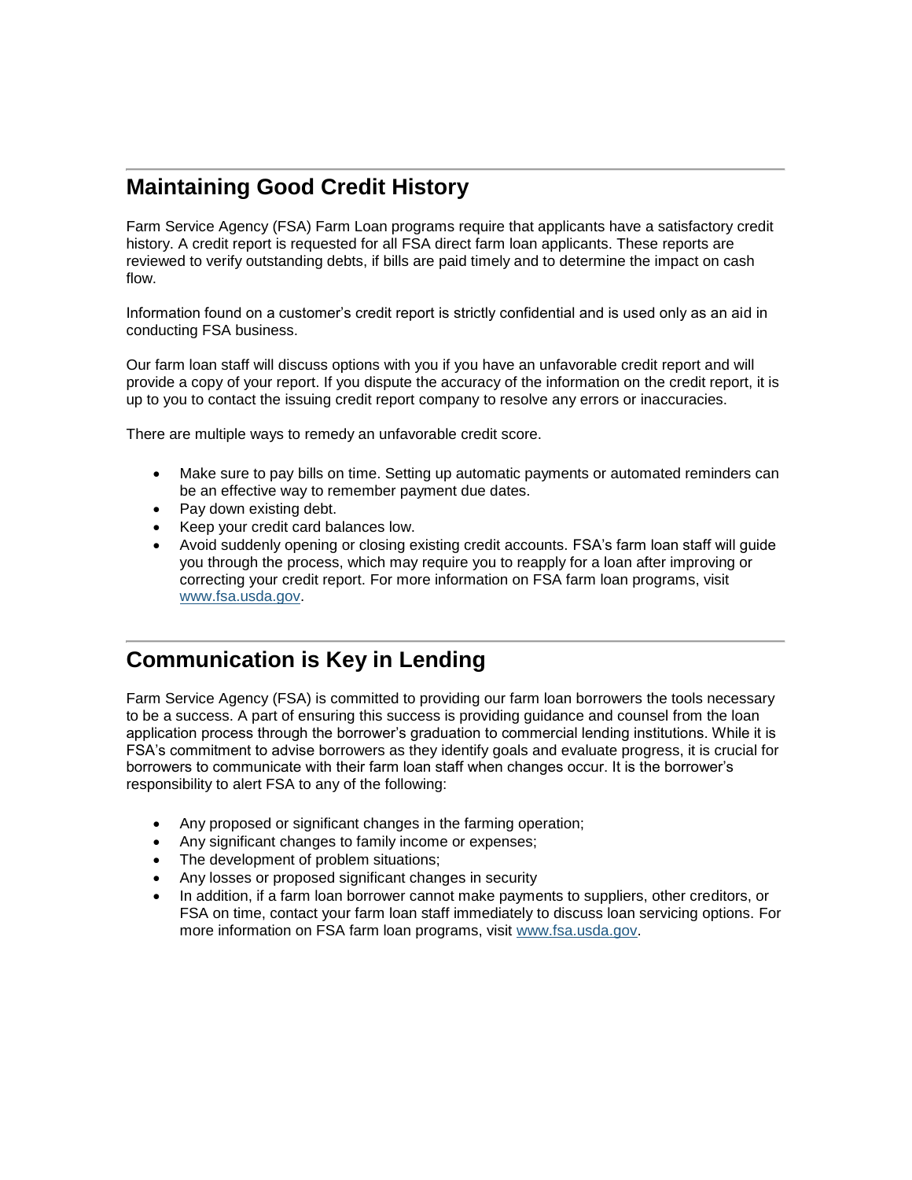## Maintaining Good Credit History

Farm Service Agency (FSA) Farm Loan programs require that applicants have a satisfactory credit history. A credit report is requested for all FSA direct farm loan applicants. These reports are reviewed to verify outstanding debts, if bills are paid timely and to determine the impact on cash flow.

Information found on a customer's credit report is strictly confidential and is used only as an aid in conducting FSA business.

Our farm loan staff will discuss options with you if you have an unfavorable credit report and will provide a copy of your report. If you dispute the accuracy of the information on the credit report, it is up to you to contact the issuing credit report company to resolve any errors or inaccuracies.

There are multiple ways to remedy an unfavorable credit score.

- Make sure to pay bills on time. Setting up automatic payments or automated reminders can be an effective way to remember payment due dates.
- Pay down existing debt.
- Keep your credit card balances low.
- Avoid suddenly opening or closing existing credit accounts. FSA's farm loan staff will guide you through the process, which may require you to reapply for a loan after improving or correcting your credit report. For more information on FSA farm loan programs, visit [www.fsa.usda.gov](http://www.fsa.usda.gov).

## Communication is Key in Lending

Farm Service Agency (FSA) is committed to providing our farm loan borrowers the tools necessary to be a success. A part of ensuring this success is providing guidance and counsel from the loan application process through the borrower's graduation to commercial lending institutions. While it is FSA's commitment to advise borrowers as they identify goals and evaluate progress, it is crucial for borrowers to communicate with their farm loan staff when changes occur. It is the borrower's responsibility to alert FSA to any of the following:

- Any proposed or significant changes in the farming operation;
- Any significant changes to family income or expenses;
- The development of problem situations;
- Any losses or proposed significant changes in security
- In addition, if a farm loan borrower cannot make payments to suppliers, other creditors, or FSA on time, contact your farm loan staff immediately to discuss loan servicing options. For more information on FSA farm loan programs, visit [www.fsa.usda.gov](http://www.fsa.usda.gov).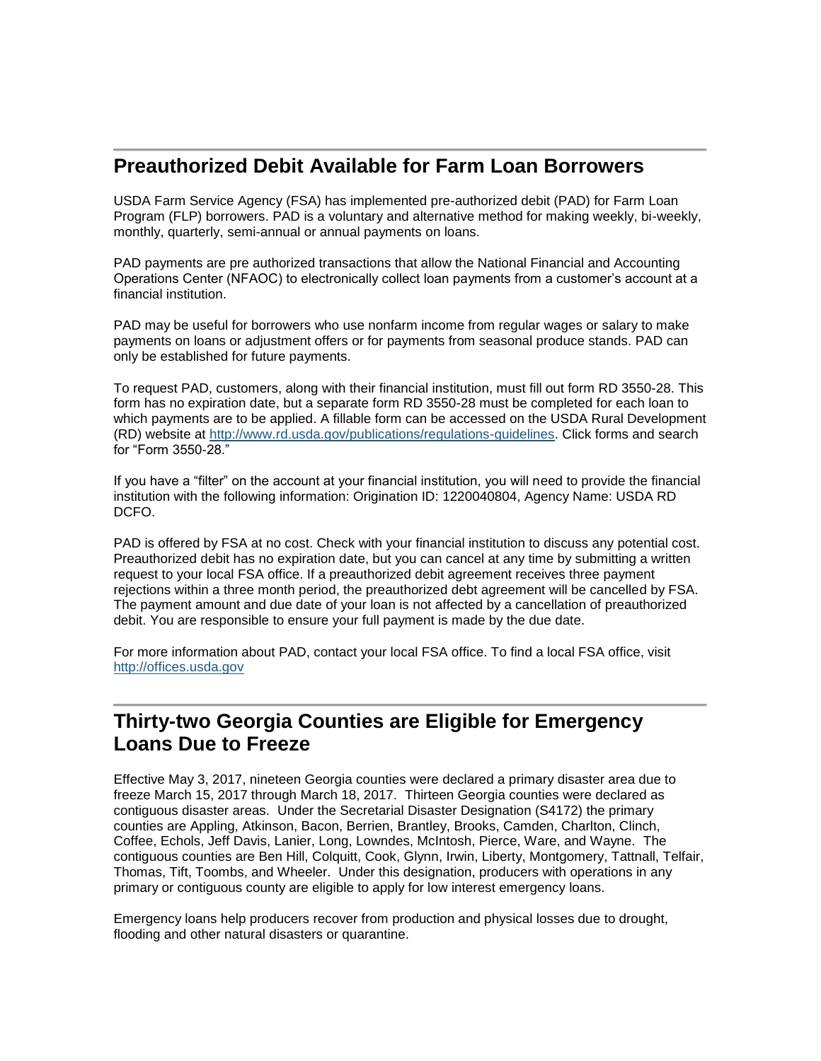## Preauthorized Debit Available for Farm Loan Borrowers

USDA Farm Service Agency (FSA) has implemented pre-authorized debit (PAD) for Farm Loan Program (FLP) borrowers. PAD is a voluntary and alternative method for making weekly, bi-weekly, monthly, quarterly, semi-annual or annual payments on loans.

PAD payments are pre authorized transactions that allow the National Financial and Accounting Operations Center (NFAOC) to electronically collect loan payments from a customer's account at a financial institution.

PAD may be useful for borrowers who use nonfarm income from regular wages or salary to make payments on loans or adjustment offers or for payments from seasonal produce stands. PAD can only be established for future payments.

To request PAD, customers, along with their financial institution, must fill out form RD 3550-28. This form has no expiration date, but a separate form RD 3550-28 must be completed for each loan to which payments are to be applied. A fillable form can be accessed on the USDA Rural Development (RD) website at [http://www.rd.usda.gov/publications/regulations-guidelines](http://www.rd.usda.gov/publications/regulations-guidelines). Click forms and search for "Form 3550-28."

If you have a "filter" on the account at your financial institution, you will need to provide the financial institution with the following information: Origination ID: 1220040804, Agency Name: USDA RD DCFO.

PAD is offered by FSA at no cost. Check with your financial institution to discuss any potential cost. Preauthorized debit has no expiration date, but you can cancel at any time by submitting a written request to your local FSA office. If a preauthorized debit agreement receives three payment rejections within a three month period, the preauthorized debt agreement will be cancelled by FSA. The payment amount and due date of your loan is not affected by a cancellation of preauthorized debit. You are responsible to ensure your full payment is made by the due date.

For more information about PAD, contact your local FSA office. To find a local FSA office, visit [http://offices.usda.gov](http://offices.usda.gov)

## Thirty-two Georgia Counties are Eligible for Emergency Loans Due to Freeze

Effective May 3, 2017, nineteen Georgia counties were declared a primary disaster area due to freeze March 15, 2017 through March 18, 2017. Thirteen Georgia counties were declared as contiguous disaster areas. Under the Secretarial Disaster Designation (S4172) the primary counties are Appling, Atkinson, Bacon, Berrien, Brantley, Brooks, Camden, Charlton, Clinch, Coffee, Echols, Jeff Davis, Lanier, Long, Lowndes, McIntosh, Pierce, Ware, and Wayne. The contiguous counties are Ben Hill, Colquitt, Cook, Glynn, Irwin, Liberty, Montgomery, Tattnall, Telfair, Thomas, Tift, Toombs, and Wheeler. Under this designation, producers with operations in any primary or contiguous county are eligible to apply for low interest emergency loans.

Emergency loans help producers recover from production and physical losses due to drought, flooding and other natural disasters or quarantine.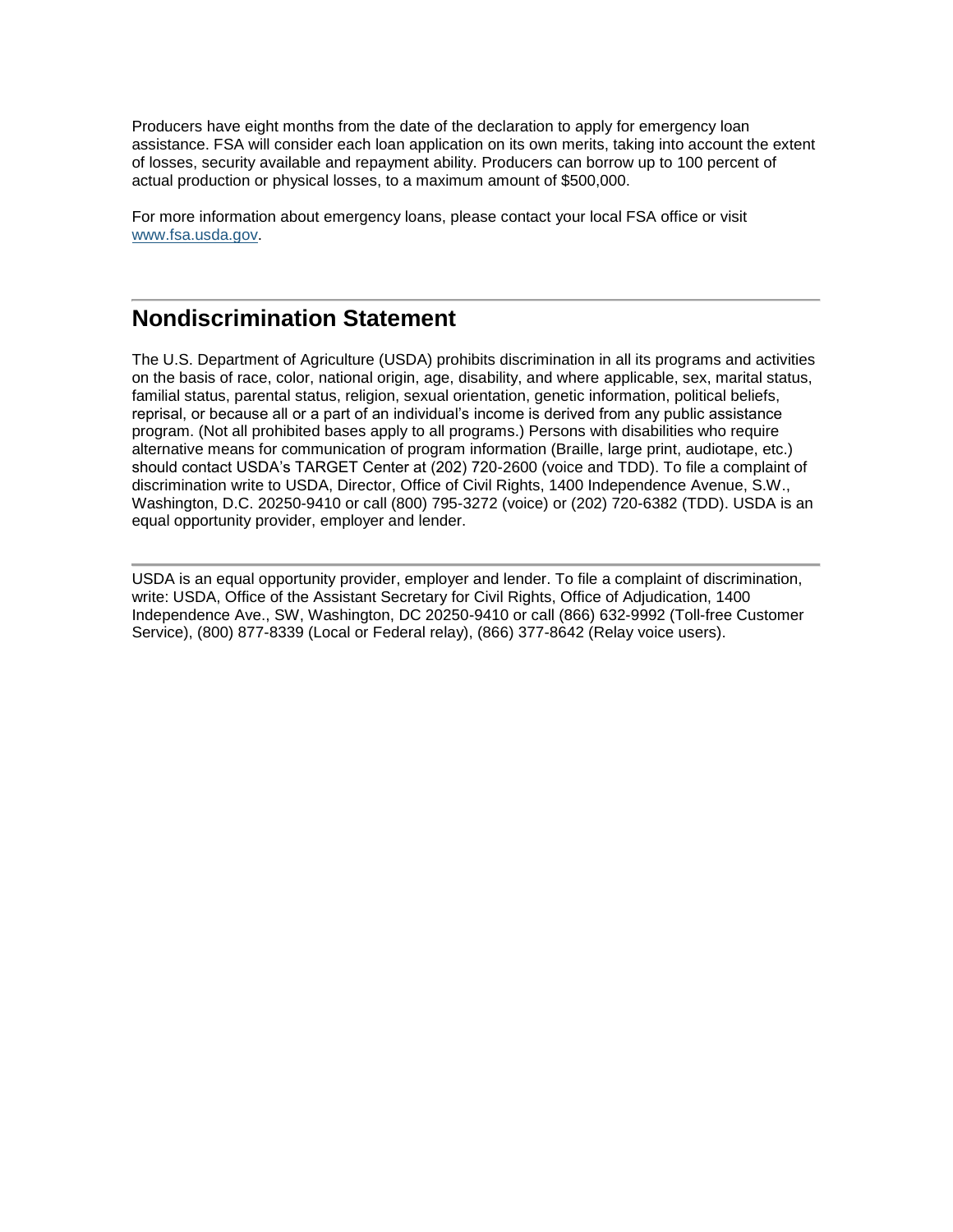Producers have eight months from the date of the declaration to apply for emergency loan assistance. FSA will consider each loan application on its own merits, taking into account the extent of losses, security available and repayment ability. Producers can borrow up to 100 percent of actual production or physical losses, to a maximum amount of $500,000.

For more information about emergency loans, please contact your local FSA office or visit [www.fsa.usda.gov](http://www.fsa.usda.gov).

---

## Nondiscrimination Statement

The U.S. Department of Agriculture (USDA) prohibits discrimination in all its programs and activities on the basis of race, color, national origin, age, disability, and where applicable, sex, marital status, familial status, parental status, religion, sexual orientation, genetic information, political beliefs, reprisal, or because all or a part of an individual's income is derived from any public assistance program. (Not all prohibited bases apply to all programs.) Persons with disabilities who require alternative means for communication of program information (Braille, large print, audiotape, etc.) should contact USDA's TARGET Center at (202) 720-2600 (voice and TDD). To file a complaint of discrimination write to USDA, Director, Office of Civil Rights, 1400 Independence Avenue, S.W., Washington, D.C. 20250-9410 or call (800) 795-3272 (voice) or (202) 720-6382 (TDD). USDA is an equal opportunity provider, employer and lender.

---

USDA is an equal opportunity provider, employer and lender. To file a complaint of discrimination, write: USDA, Office of the Assistant Secretary for Civil Rights, Office of Adjudication, 1400 Independence Ave., SW, Washington, DC 20250-9410 or call (866) 632-9992 (Toll-free Customer Service), (800) 877-8339 (Local or Federal relay), (866) 377-8642 (Relay voice users).